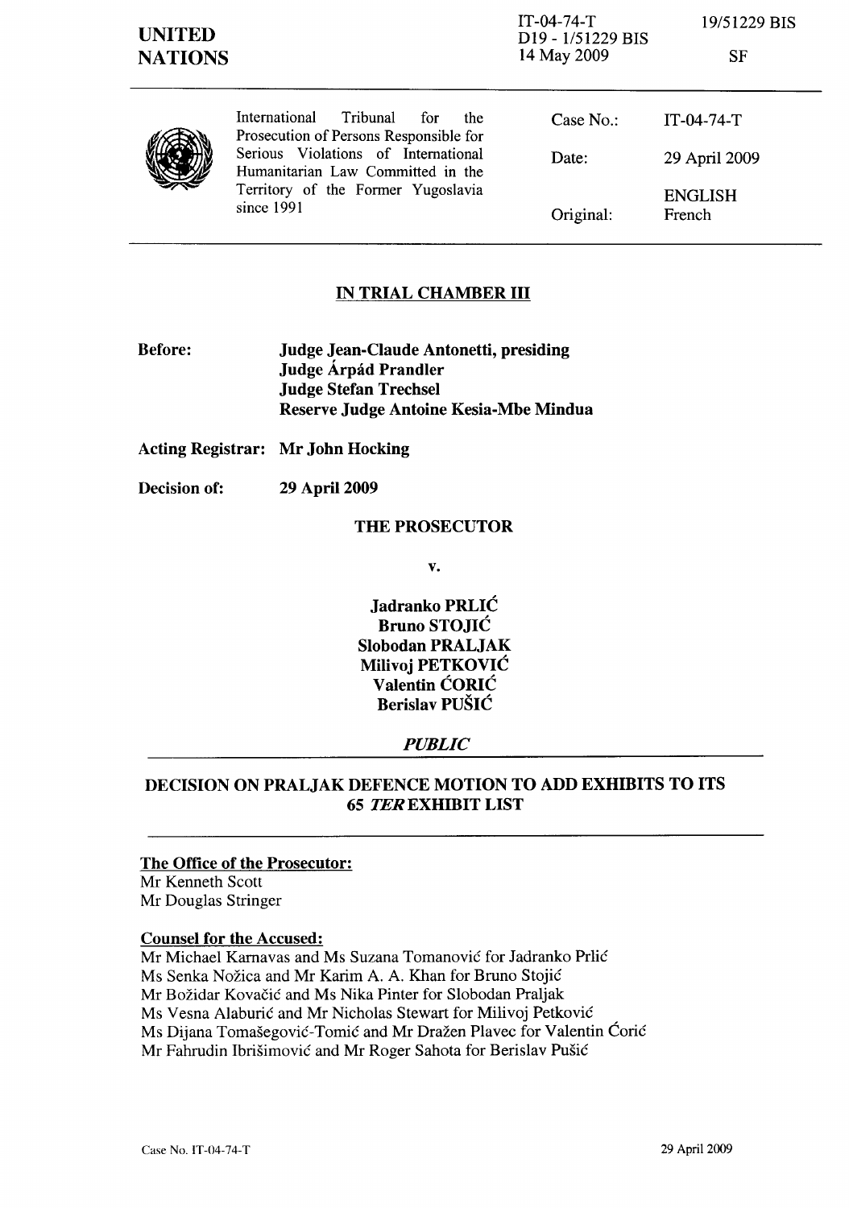**UNITED NATIONS**

IT-04-74-T
D19 - 1/51229 BIS
14 May 2009

19/51229 BIS

SF

International Tribunal for the Prosecution of Persons Responsible for Serious Violations of International Humanitarian Law Committed in the Territory of the Former Yugoslavia since 1991

| | |
|---|---|
| Case No.: | IT-04-74-T |
| Date: | 29 April 2009 |
| Original: | ENGLISH French |

## IN TRIAL CHAMBER III

**Before:** **Judge Jean-Claude Antonetti, presiding**
**Judge Árpád Prandler**
**Judge Stefan Trechsel**
**Reserve Judge Antoine Kesia-Mbe Mindua**

**Acting Registrar:** **Mr John Hocking**

**Decision of:** **29 April 2009**

**THE PROSECUTOR**

**v.**

**Jadranko PRLIĆ**
**Bruno STOJIĆ**
**Slobodan PRALJAK**
**Milivoj PETKOVIĆ**
**Valentin ĆORIĆ**
**Berislav PUŠIĆ**

***PUBLIC***

## DECISION ON PRALJAK DEFENCE MOTION TO ADD EXHIBITS TO ITS 65 *TER* EXHIBIT LIST

**The Office of the Prosecutor:**
Mr Kenneth Scott
Mr Douglas Stringer

**Counsel for the Accused:**
Mr Michael Karnavas and Ms Suzana Tomanović for Jadranko Prlić
Ms Senka Nožica and Mr Karim A. A. Khan for Bruno Stojić
Mr Božidar Kovačić and Ms Nika Pinter for Slobodan Praljak
Ms Vesna Alaburić and Mr Nicholas Stewart for Milivoj Petković
Ms Dijana Tomašegović-Tomić and Mr Dražen Plavec for Valentin Ćorić
Mr Fahrudin Ibrišimović and Mr Roger Sahota for Berislav Pušić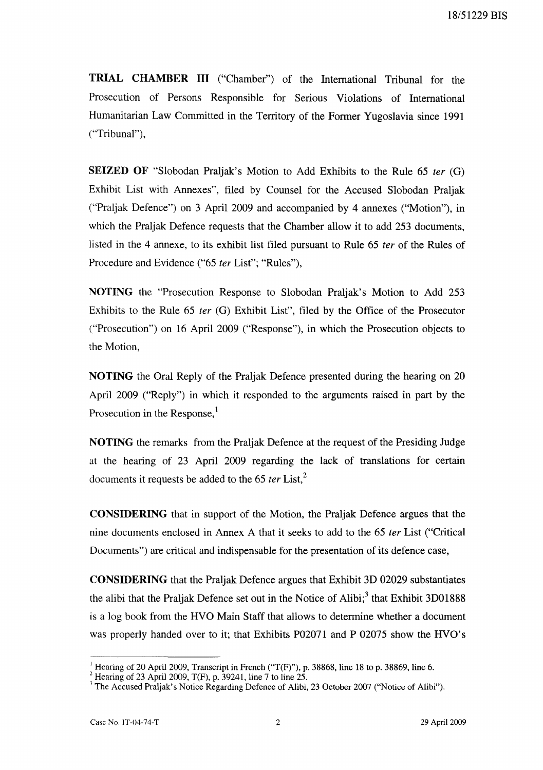**TRIAL CHAMBER III** ("Chamber") of the International Tribunal for the Prosecution of Persons Responsible for Serious Violations of International Humanitarian Law Committed in the Territory of the Former Yugoslavia since 1991 ("Tribunal"),

**SEIZED OF** "Slobodan Praljak's Motion to Add Exhibits to the Rule 65 *ter* (G) Exhibit List with Annexes", filed by Counsel for the Accused Slobodan Praljak ("Praljak Defence") on 3 April 2009 and accompanied by 4 annexes ("Motion"), in which the Praljak Defence requests that the Chamber allow it to add 253 documents, listed in the 4 annexe, to its exhibit list filed pursuant to Rule 65 *ter* of the Rules of Procedure and Evidence ("65 *ter* List"; "Rules"),

**NOTING** the "Prosecution Response to Slobodan Praljak's Motion to Add 253 Exhibits to the Rule 65 *ter* (G) Exhibit List", filed by the Office of the Prosecutor ("Prosecution") on 16 April 2009 ("Response"), in which the Prosecution objects to the Motion,

**NOTING** the Oral Reply of the Praljak Defence presented during the hearing on 20 April 2009 ("Reply") in which it responded to the arguments raised in part by the Prosecution in the Response,[1]

**NOTING** the remarks from the Praljak Defence at the request of the Presiding Judge at the hearing of 23 April 2009 regarding the lack of translations for certain documents it requests be added to the 65 *ter* List,[2]

**CONSIDERING** that in support of the Motion, the Praljak Defence argues that the nine documents enclosed in Annex A that it seeks to add to the 65 *ter* List ("Critical Documents") are critical and indispensable for the presentation of its defence case,

**CONSIDERING** that the Praljak Defence argues that Exhibit 3D 02029 substantiates the alibi that the Praljak Defence set out in the Notice of Alibi;[3] that Exhibit 3D01888 is a log book from the HVO Main Staff that allows to determine whether a document was properly handed over to it; that Exhibits P02071 and P 02075 show the HVO's

---

[1] Hearing of 20 April 2009, Transcript in French ("T(F)"), p. 38868, line 18 to p. 38869, line 6.

[2] Hearing of 23 April 2009, T(F), p. 39241, line 7 to line 25.

[3] The Accused Praljak's Notice Regarding Defence of Alibi, 23 October 2007 ("Notice of Alibi").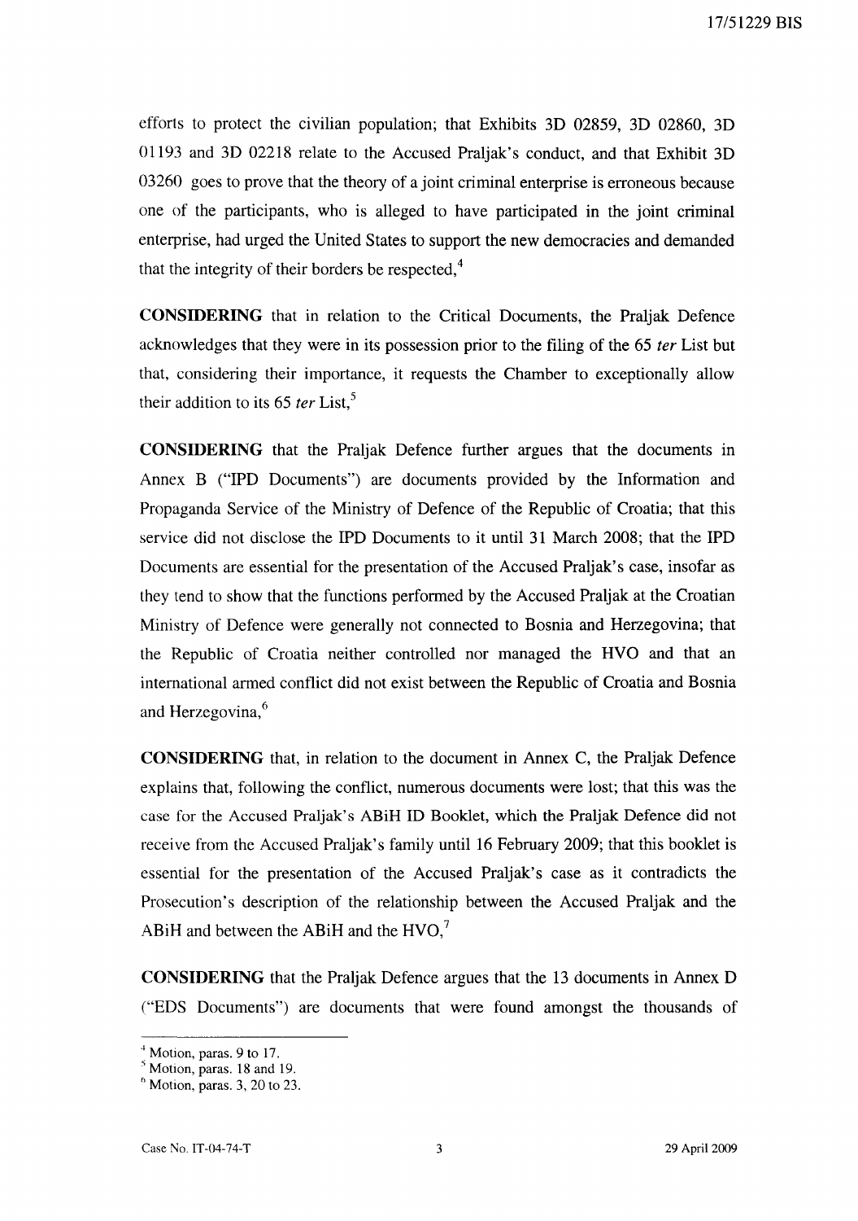efforts to protect the civilian population; that Exhibits 3D 02859, 3D 02860, 3D 01193 and 3D 02218 relate to the Accused Praljak's conduct, and that Exhibit 3D 03260 goes to prove that the theory of a joint criminal enterprise is erroneous because one of the participants, who is alleged to have participated in the joint criminal enterprise, had urged the United States to support the new democracies and demanded that the integrity of their borders be respected,[4]

**CONSIDERING** that in relation to the Critical Documents, the Praljak Defence acknowledges that they were in its possession prior to the filing of the 65 *ter* List but that, considering their importance, it requests the Chamber to exceptionally allow their addition to its 65 *ter* List,[5]

**CONSIDERING** that the Praljak Defence further argues that the documents in Annex B ("IPD Documents") are documents provided by the Information and Propaganda Service of the Ministry of Defence of the Republic of Croatia; that this service did not disclose the IPD Documents to it until 31 March 2008; that the IPD Documents are essential for the presentation of the Accused Praljak's case, insofar as they tend to show that the functions performed by the Accused Praljak at the Croatian Ministry of Defence were generally not connected to Bosnia and Herzegovina; that the Republic of Croatia neither controlled nor managed the HVO and that an international armed conflict did not exist between the Republic of Croatia and Bosnia and Herzegovina,[6]

**CONSIDERING** that, in relation to the document in Annex C, the Praljak Defence explains that, following the conflict, numerous documents were lost; that this was the case for the Accused Praljak's ABiH ID Booklet, which the Praljak Defence did not receive from the Accused Praljak's family until 16 February 2009; that this booklet is essential for the presentation of the Accused Praljak's case as it contradicts the Prosecution's description of the relationship between the Accused Praljak and the ABiH and between the ABiH and the HVO,[7]

**CONSIDERING** that the Praljak Defence argues that the 13 documents in Annex D ("EDS Documents") are documents that were found amongst the thousands of

---

[4] Motion, paras. 9 to 17.

[5] Motion, paras. 18 and 19.

[6] Motion, paras. 3, 20 to 23.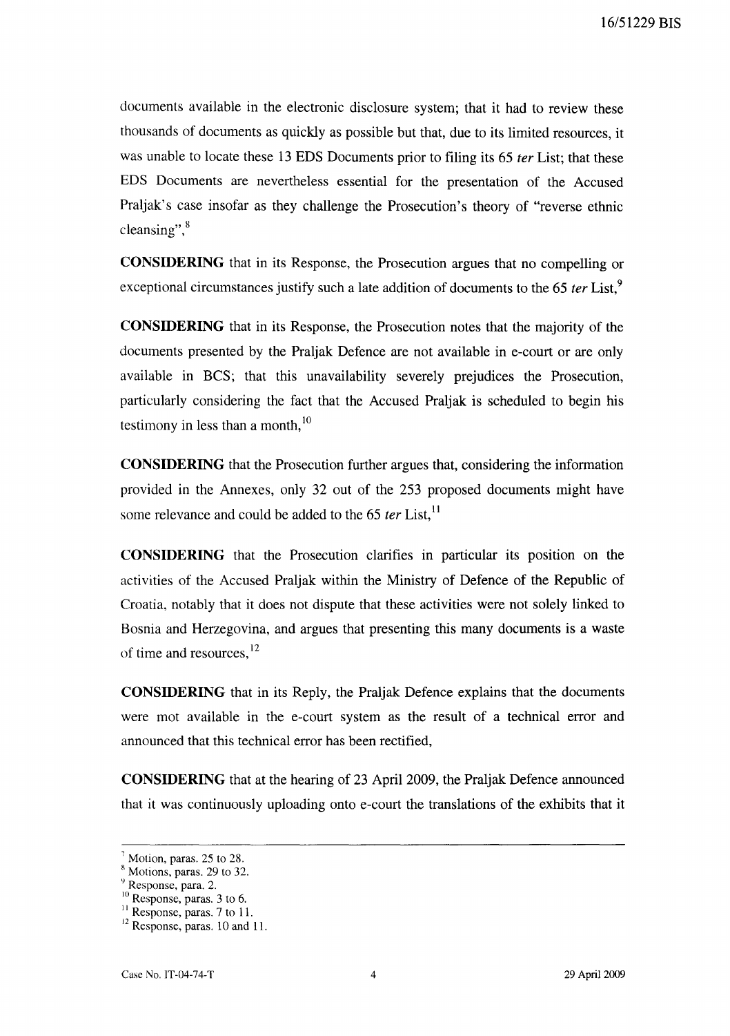documents available in the electronic disclosure system; that it had to review these thousands of documents as quickly as possible but that, due to its limited resources, it was unable to locate these 13 EDS Documents prior to filing its 65 *ter* List; that these EDS Documents are nevertheless essential for the presentation of the Accused Praljak's case insofar as they challenge the Prosecution's theory of "reverse ethnic cleansing",[8]

**CONSIDERING** that in its Response, the Prosecution argues that no compelling or exceptional circumstances justify such a late addition of documents to the 65 *ter* List,[9]

**CONSIDERING** that in its Response, the Prosecution notes that the majority of the documents presented by the Praljak Defence are not available in e-court or are only available in BCS; that this unavailability severely prejudices the Prosecution, particularly considering the fact that the Accused Praljak is scheduled to begin his testimony in less than a month,[10]

**CONSIDERING** that the Prosecution further argues that, considering the information provided in the Annexes, only 32 out of the 253 proposed documents might have some relevance and could be added to the 65 *ter* List,[11]

**CONSIDERING** that the Prosecution clarifies in particular its position on the activities of the Accused Praljak within the Ministry of Defence of the Republic of Croatia, notably that it does not dispute that these activities were not solely linked to Bosnia and Herzegovina, and argues that presenting this many documents is a waste of time and resources,[12]

**CONSIDERING** that in its Reply, the Praljak Defence explains that the documents were mot available in the e-court system as the result of a technical error and announced that this technical error has been rectified,

**CONSIDERING** that at the hearing of 23 April 2009, the Praljak Defence announced that it was continuously uploading onto e-court the translations of the exhibits that it

---

[7] Motion, paras. 25 to 28.
[8] Motions, paras. 29 to 32.
[9] Response, para. 2.
[10] Response, paras. 3 to 6.
[11] Response, paras. 7 to 11.
[12] Response, paras. 10 and 11.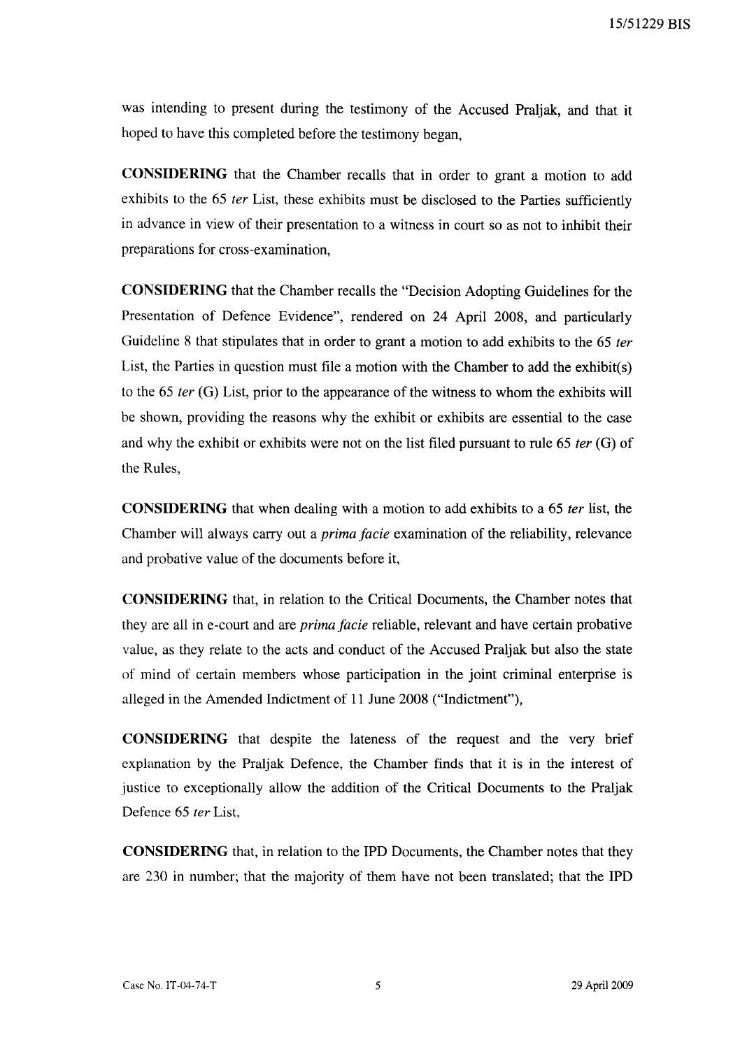was intending to present during the testimony of the Accused Praljak, and that it hoped to have this completed before the testimony began,

**CONSIDERING** that the Chamber recalls that in order to grant a motion to add exhibits to the 65 *ter* List, these exhibits must be disclosed to the Parties sufficiently in advance in view of their presentation to a witness in court so as not to inhibit their preparations for cross-examination,

**CONSIDERING** that the Chamber recalls the "Decision Adopting Guidelines for the Presentation of Defence Evidence", rendered on 24 April 2008, and particularly Guideline 8 that stipulates that in order to grant a motion to add exhibits to the 65 *ter* List, the Parties in question must file a motion with the Chamber to add the exhibit(s) to the 65 *ter* (G) List, prior to the appearance of the witness to whom the exhibits will be shown, providing the reasons why the exhibit or exhibits are essential to the case and why the exhibit or exhibits were not on the list filed pursuant to rule 65 *ter* (G) of the Rules,

**CONSIDERING** that when dealing with a motion to add exhibits to a 65 *ter* list, the Chamber will always carry out a *prima facie* examination of the reliability, relevance and probative value of the documents before it,

**CONSIDERING** that, in relation to the Critical Documents, the Chamber notes that they are all in e-court and are *prima facie* reliable, relevant and have certain probative value, as they relate to the acts and conduct of the Accused Praljak but also the state of mind of certain members whose participation in the joint criminal enterprise is alleged in the Amended Indictment of 11 June 2008 ("Indictment"),

**CONSIDERING** that despite the lateness of the request and the very brief explanation by the Praljak Defence, the Chamber finds that it is in the interest of justice to exceptionally allow the addition of the Critical Documents to the Praljak Defence 65 *ter* List,

**CONSIDERING** that, in relation to the IPD Documents, the Chamber notes that they are 230 in number; that the majority of them have not been translated; that the IPD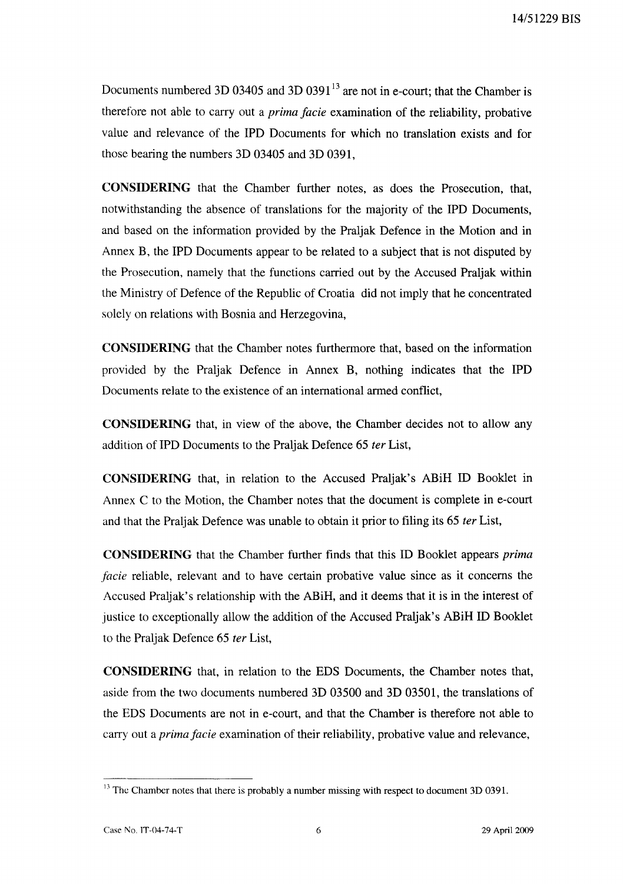Documents numbered 3D 03405 and 3D 0391[13] are not in e-court; that the Chamber is therefore not able to carry out a *prima facie* examination of the reliability, probative value and relevance of the IPD Documents for which no translation exists and for those bearing the numbers 3D 03405 and 3D 0391,

**CONSIDERING** that the Chamber further notes, as does the Prosecution, that, notwithstanding the absence of translations for the majority of the IPD Documents, and based on the information provided by the Praljak Defence in the Motion and in Annex B, the IPD Documents appear to be related to a subject that is not disputed by the Prosecution, namely that the functions carried out by the Accused Praljak within the Ministry of Defence of the Republic of Croatia did not imply that he concentrated solely on relations with Bosnia and Herzegovina,

**CONSIDERING** that the Chamber notes furthermore that, based on the information provided by the Praljak Defence in Annex B, nothing indicates that the IPD Documents relate to the existence of an international armed conflict,

**CONSIDERING** that, in view of the above, the Chamber decides not to allow any addition of IPD Documents to the Praljak Defence 65 *ter* List,

**CONSIDERING** that, in relation to the Accused Praljak's ABiH ID Booklet in Annex C to the Motion, the Chamber notes that the document is complete in e-court and that the Praljak Defence was unable to obtain it prior to filing its 65 *ter* List,

**CONSIDERING** that the Chamber further finds that this ID Booklet appears *prima facie* reliable, relevant and to have certain probative value since as it concerns the Accused Praljak's relationship with the ABiH, and it deems that it is in the interest of justice to exceptionally allow the addition of the Accused Praljak's ABiH ID Booklet to the Praljak Defence 65 *ter* List,

**CONSIDERING** that, in relation to the EDS Documents, the Chamber notes that, aside from the two documents numbered 3D 03500 and 3D 03501, the translations of the EDS Documents are not in e-court, and that the Chamber is therefore not able to carry out a *prima facie* examination of their reliability, probative value and relevance,

---

[13] The Chamber notes that there is probably a number missing with respect to document 3D 0391.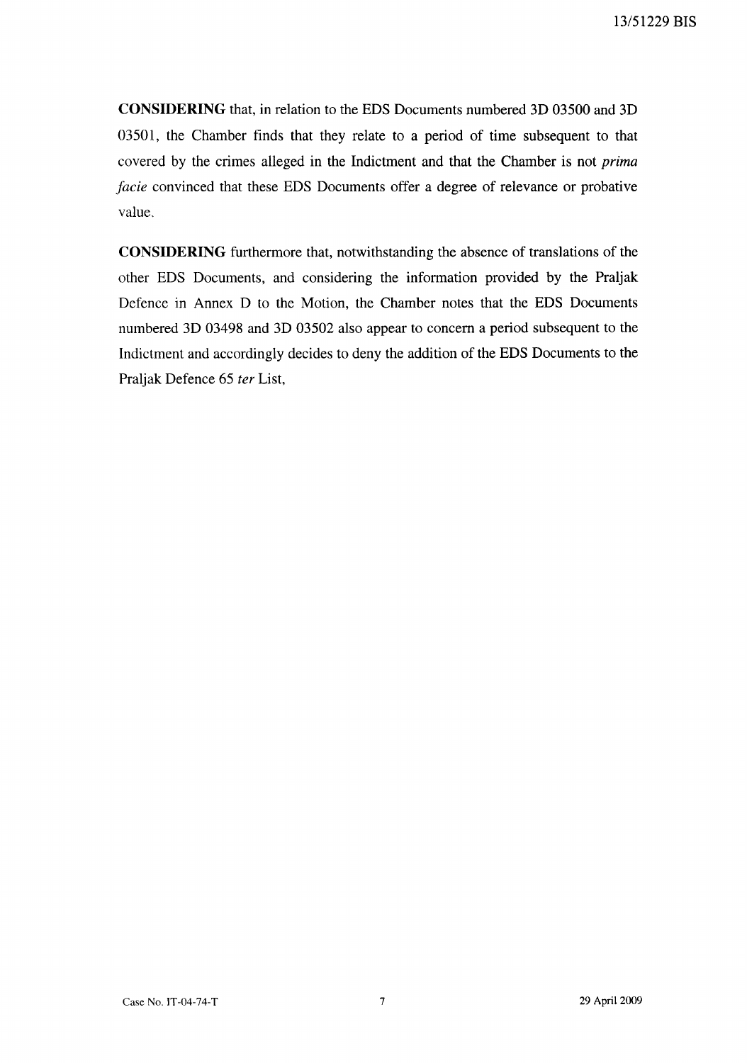**CONSIDERING** that, in relation to the EDS Documents numbered 3D 03500 and 3D 03501, the Chamber finds that they relate to a period of time subsequent to that covered by the crimes alleged in the Indictment and that the Chamber is not *prima facie* convinced that these EDS Documents offer a degree of relevance or probative value.

**CONSIDERING** furthermore that, notwithstanding the absence of translations of the other EDS Documents, and considering the information provided by the Praljak Defence in Annex D to the Motion, the Chamber notes that the EDS Documents numbered 3D 03498 and 3D 03502 also appear to concern a period subsequent to the Indictment and accordingly decides to deny the addition of the EDS Documents to the Praljak Defence 65 *ter* List,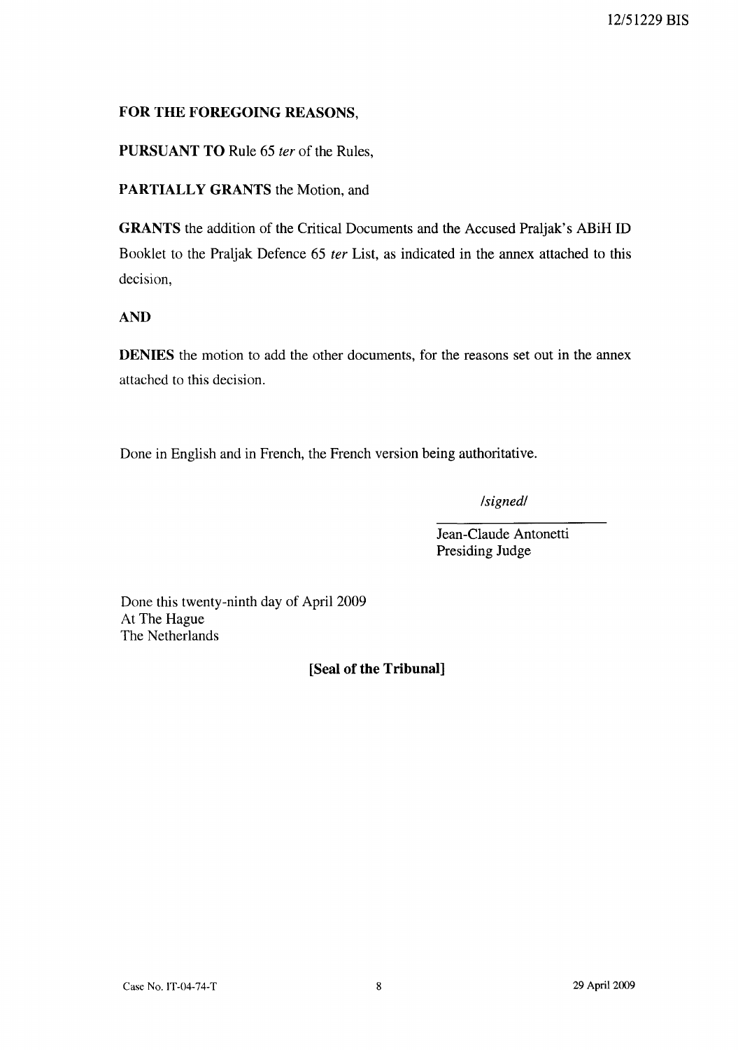**FOR THE FOREGOING REASONS,**

**PURSUANT TO** Rule 65 *ter* of the Rules,

**PARTIALLY GRANTS** the Motion, and

**GRANTS** the addition of the Critical Documents and the Accused Praljak's ABiH ID Booklet to the Praljak Defence 65 *ter* List, as indicated in the annex attached to this decision,

**AND**

**DENIES** the motion to add the other documents, for the reasons set out in the annex attached to this decision.

Done in English and in French, the French version being authoritative.

*/signed/*

Jean-Claude Antonetti
Presiding Judge

Done this twenty-ninth day of April 2009
At The Hague
The Netherlands

**[Seal of the Tribunal]**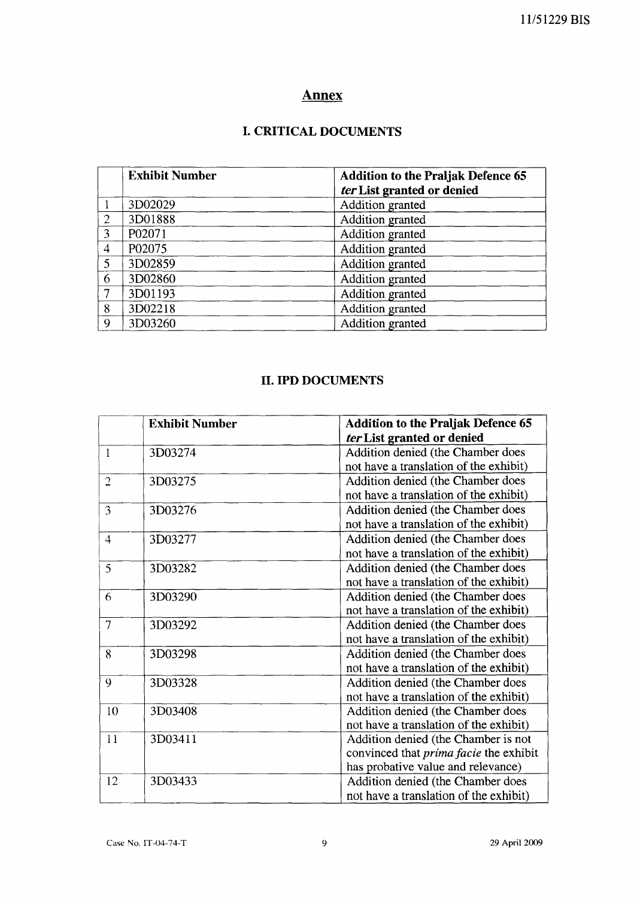## Annex

### I. CRITICAL DOCUMENTS

| | Exhibit Number | Addition to the Praljak Defence 65 *ter* List granted or denied |
|---|---|---|
| 1 | 3D02029 | Addition granted |
| 2 | 3D01888 | Addition granted |
| 3 | P02071 | Addition granted |
| 4 | P02075 | Addition granted |
| 5 | 3D02859 | Addition granted |
| 6 | 3D02860 | Addition granted |
| 7 | 3D01193 | Addition granted |
| 8 | 3D02218 | Addition granted |
| 9 | 3D03260 | Addition granted |

### II. IPD DOCUMENTS

| | Exhibit Number | Addition to the Praljak Defence 65 *ter* List granted or denied |
|---|---|---|
| 1 | 3D03274 | Addition denied (the Chamber does not have a translation of the exhibit) |
| 2 | 3D03275 | Addition denied (the Chamber does not have a translation of the exhibit) |
| 3 | 3D03276 | Addition denied (the Chamber does not have a translation of the exhibit) |
| 4 | 3D03277 | Addition denied (the Chamber does not have a translation of the exhibit) |
| 5 | 3D03282 | Addition denied (the Chamber does not have a translation of the exhibit) |
| 6 | 3D03290 | Addition denied (the Chamber does not have a translation of the exhibit) |
| 7 | 3D03292 | Addition denied (the Chamber does not have a translation of the exhibit) |
| 8 | 3D03298 | Addition denied (the Chamber does not have a translation of the exhibit) |
| 9 | 3D03328 | Addition denied (the Chamber does not have a translation of the exhibit) |
| 10 | 3D03408 | Addition denied (the Chamber does not have a translation of the exhibit) |
| 11 | 3D03411 | Addition denied (the Chamber is not convinced that *prima facie* the exhibit has probative value and relevance) |
| 12 | 3D03433 | Addition denied (the Chamber does not have a translation of the exhibit) |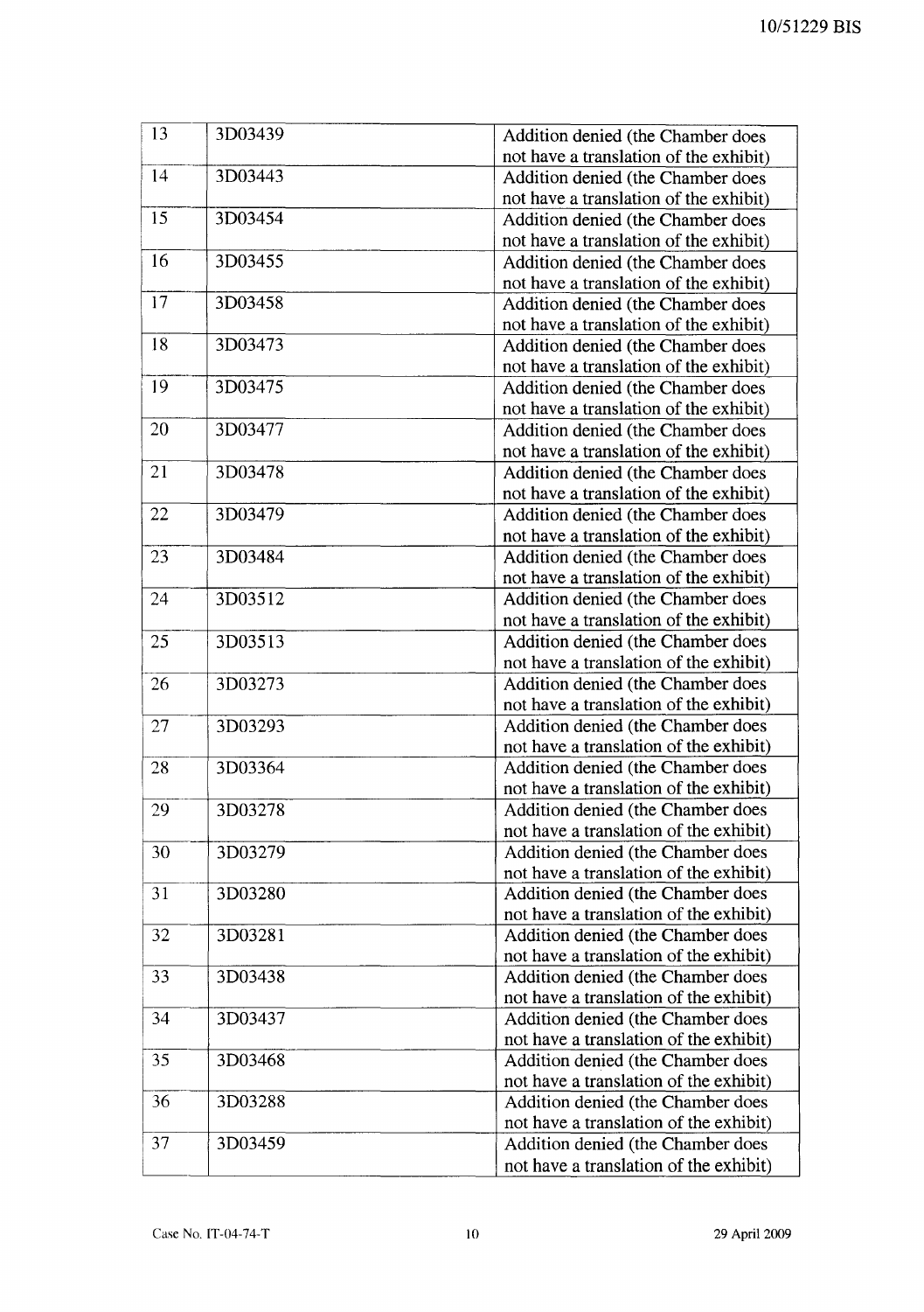| | | |
|---|---|---|
| 13 | 3D03439 | Addition denied (the Chamber does not have a translation of the exhibit) |
| 14 | 3D03443 | Addition denied (the Chamber does not have a translation of the exhibit) |
| 15 | 3D03454 | Addition denied (the Chamber does not have a translation of the exhibit) |
| 16 | 3D03455 | Addition denied (the Chamber does not have a translation of the exhibit) |
| 17 | 3D03458 | Addition denied (the Chamber does not have a translation of the exhibit) |
| 18 | 3D03473 | Addition denied (the Chamber does not have a translation of the exhibit) |
| 19 | 3D03475 | Addition denied (the Chamber does not have a translation of the exhibit) |
| 20 | 3D03477 | Addition denied (the Chamber does not have a translation of the exhibit) |
| 21 | 3D03478 | Addition denied (the Chamber does not have a translation of the exhibit) |
| 22 | 3D03479 | Addition denied (the Chamber does not have a translation of the exhibit) |
| 23 | 3D03484 | Addition denied (the Chamber does not have a translation of the exhibit) |
| 24 | 3D03512 | Addition denied (the Chamber does not have a translation of the exhibit) |
| 25 | 3D03513 | Addition denied (the Chamber does not have a translation of the exhibit) |
| 26 | 3D03273 | Addition denied (the Chamber does not have a translation of the exhibit) |
| 27 | 3D03293 | Addition denied (the Chamber does not have a translation of the exhibit) |
| 28 | 3D03364 | Addition denied (the Chamber does not have a translation of the exhibit) |
| 29 | 3D03278 | Addition denied (the Chamber does not have a translation of the exhibit) |
| 30 | 3D03279 | Addition denied (the Chamber does not have a translation of the exhibit) |
| 31 | 3D03280 | Addition denied (the Chamber does not have a translation of the exhibit) |
| 32 | 3D03281 | Addition denied (the Chamber does not have a translation of the exhibit) |
| 33 | 3D03438 | Addition denied (the Chamber does not have a translation of the exhibit) |
| 34 | 3D03437 | Addition denied (the Chamber does not have a translation of the exhibit) |
| 35 | 3D03468 | Addition denied (the Chamber does not have a translation of the exhibit) |
| 36 | 3D03288 | Addition denied (the Chamber does not have a translation of the exhibit) |
| 37 | 3D03459 | Addition denied (the Chamber does not have a translation of the exhibit) |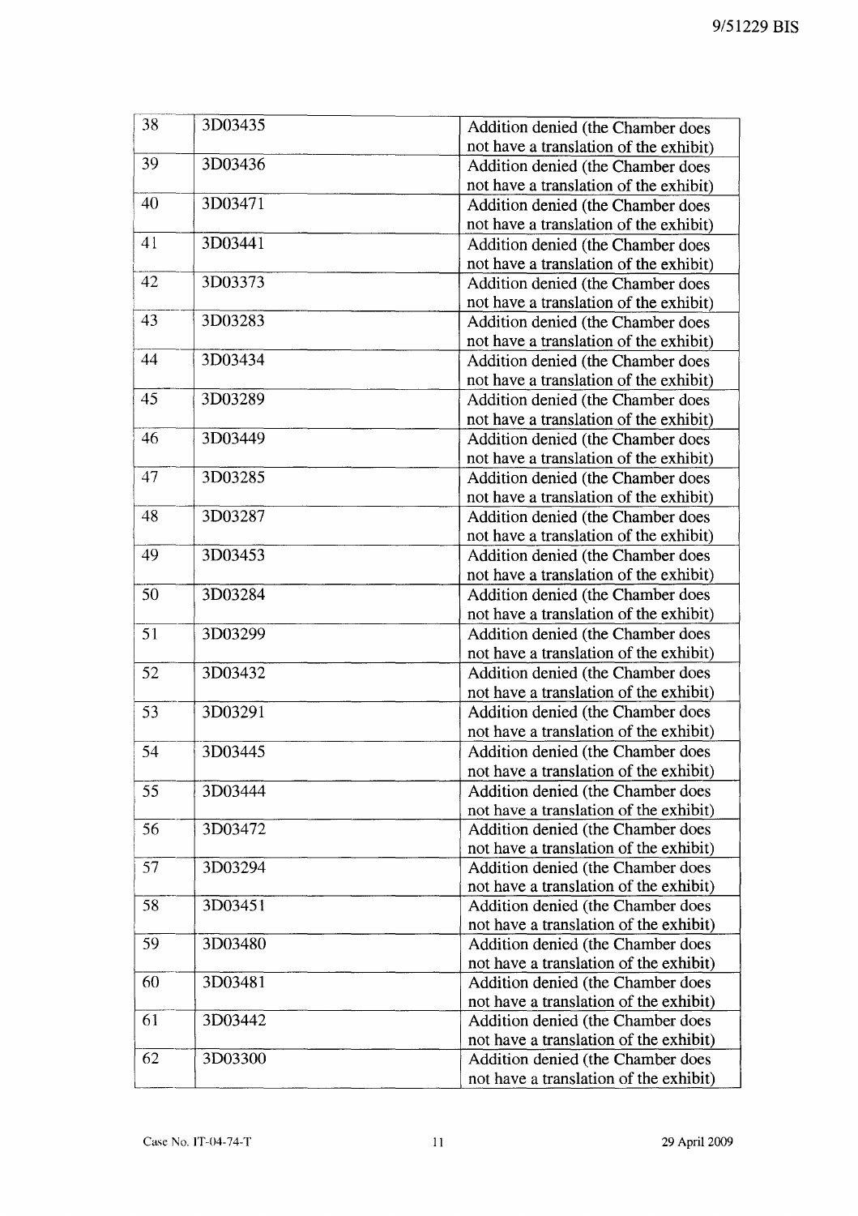| 38 | 3D03435 | Addition denied (the Chamber does not have a translation of the exhibit) |
|---|---|---|
| 39 | 3D03436 | Addition denied (the Chamber does not have a translation of the exhibit) |
| 40 | 3D03471 | Addition denied (the Chamber does not have a translation of the exhibit) |
| 41 | 3D03441 | Addition denied (the Chamber does not have a translation of the exhibit) |
| 42 | 3D03373 | Addition denied (the Chamber does not have a translation of the exhibit) |
| 43 | 3D03283 | Addition denied (the Chamber does not have a translation of the exhibit) |
| 44 | 3D03434 | Addition denied (the Chamber does not have a translation of the exhibit) |
| 45 | 3D03289 | Addition denied (the Chamber does not have a translation of the exhibit) |
| 46 | 3D03449 | Addition denied (the Chamber does not have a translation of the exhibit) |
| 47 | 3D03285 | Addition denied (the Chamber does not have a translation of the exhibit) |
| 48 | 3D03287 | Addition denied (the Chamber does not have a translation of the exhibit) |
| 49 | 3D03453 | Addition denied (the Chamber does not have a translation of the exhibit) |
| 50 | 3D03284 | Addition denied (the Chamber does not have a translation of the exhibit) |
| 51 | 3D03299 | Addition denied (the Chamber does not have a translation of the exhibit) |
| 52 | 3D03432 | Addition denied (the Chamber does not have a translation of the exhibit) |
| 53 | 3D03291 | Addition denied (the Chamber does not have a translation of the exhibit) |
| 54 | 3D03445 | Addition denied (the Chamber does not have a translation of the exhibit) |
| 55 | 3D03444 | Addition denied (the Chamber does not have a translation of the exhibit) |
| 56 | 3D03472 | Addition denied (the Chamber does not have a translation of the exhibit) |
| 57 | 3D03294 | Addition denied (the Chamber does not have a translation of the exhibit) |
| 58 | 3D03451 | Addition denied (the Chamber does not have a translation of the exhibit) |
| 59 | 3D03480 | Addition denied (the Chamber does not have a translation of the exhibit) |
| 60 | 3D03481 | Addition denied (the Chamber does not have a translation of the exhibit) |
| 61 | 3D03442 | Addition denied (the Chamber does not have a translation of the exhibit) |
| 62 | 3D03300 | Addition denied (the Chamber does not have a translation of the exhibit) |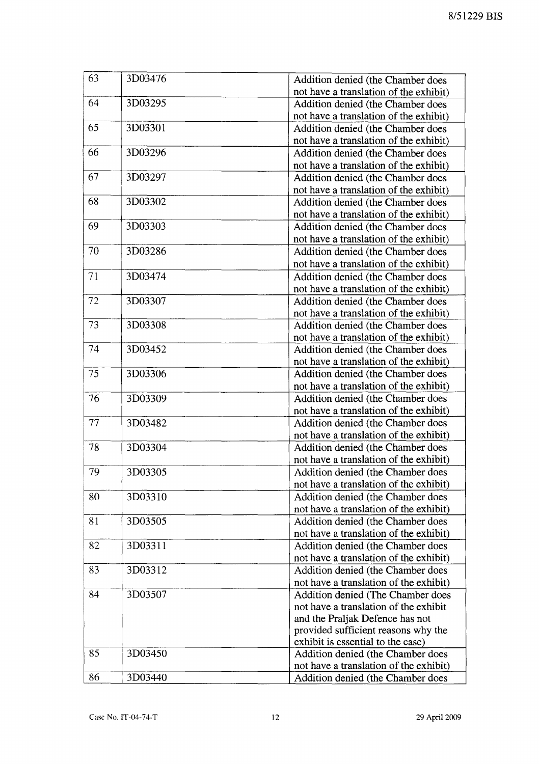| 63 | 3D03476 | Addition denied (the Chamber does not have a translation of the exhibit) |
|---|---|---|
| 64 | 3D03295 | Addition denied (the Chamber does not have a translation of the exhibit) |
| 65 | 3D03301 | Addition denied (the Chamber does not have a translation of the exhibit) |
| 66 | 3D03296 | Addition denied (the Chamber does not have a translation of the exhibit) |
| 67 | 3D03297 | Addition denied (the Chamber does not have a translation of the exhibit) |
| 68 | 3D03302 | Addition denied (the Chamber does not have a translation of the exhibit) |
| 69 | 3D03303 | Addition denied (the Chamber does not have a translation of the exhibit) |
| 70 | 3D03286 | Addition denied (the Chamber does not have a translation of the exhibit) |
| 71 | 3D03474 | Addition denied (the Chamber does not have a translation of the exhibit) |
| 72 | 3D03307 | Addition denied (the Chamber does not have a translation of the exhibit) |
| 73 | 3D03308 | Addition denied (the Chamber does not have a translation of the exhibit) |
| 74 | 3D03452 | Addition denied (the Chamber does not have a translation of the exhibit) |
| 75 | 3D03306 | Addition denied (the Chamber does not have a translation of the exhibit) |
| 76 | 3D03309 | Addition denied (the Chamber does not have a translation of the exhibit) |
| 77 | 3D03482 | Addition denied (the Chamber does not have a translation of the exhibit) |
| 78 | 3D03304 | Addition denied (the Chamber does not have a translation of the exhibit) |
| 79 | 3D03305 | Addition denied (the Chamber does not have a translation of the exhibit) |
| 80 | 3D03310 | Addition denied (the Chamber does not have a translation of the exhibit) |
| 81 | 3D03505 | Addition denied (the Chamber does not have a translation of the exhibit) |
| 82 | 3D03311 | Addition denied (the Chamber does not have a translation of the exhibit) |
| 83 | 3D03312 | Addition denied (the Chamber does not have a translation of the exhibit) |
| 84 | 3D03507 | Addition denied (The Chamber does not have a translation of the exhibit and the Praljak Defence has not provided sufficient reasons why the exhibit is essential to the case) |
| 85 | 3D03450 | Addition denied (the Chamber does not have a translation of the exhibit) |
| 86 | 3D03440 | Addition denied (the Chamber does |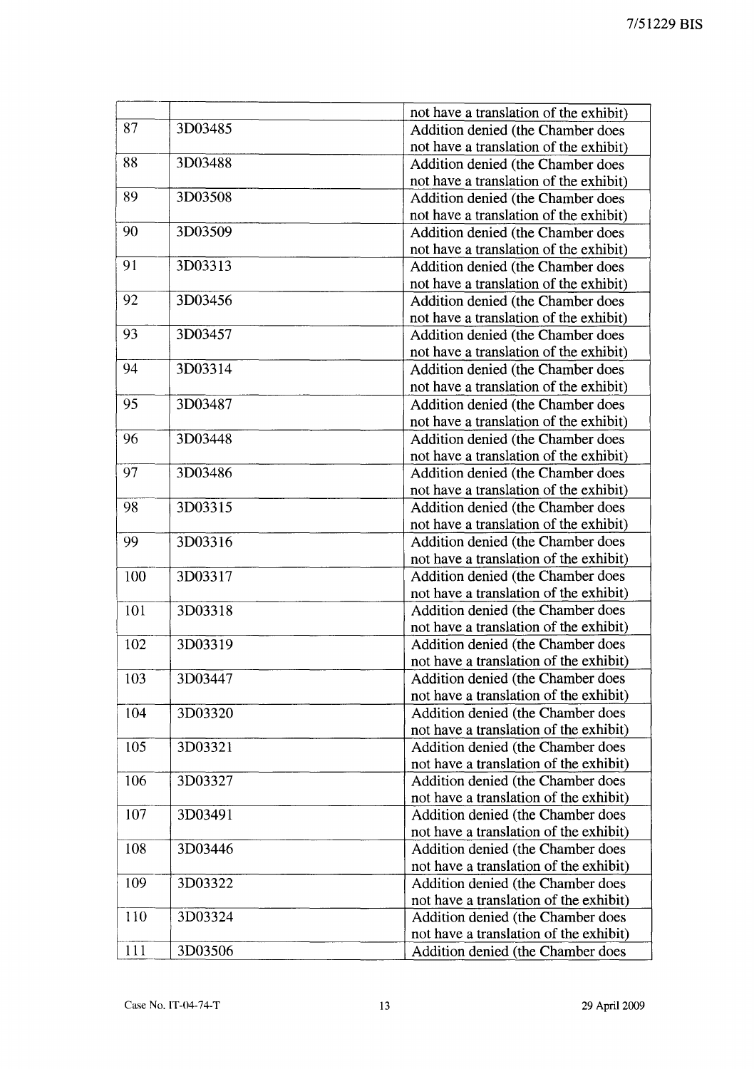| | | |
|---|---|---|
| | | not have a translation of the exhibit) |
| 87 | 3D03485 | Addition denied (the Chamber does not have a translation of the exhibit) |
| 88 | 3D03488 | Addition denied (the Chamber does not have a translation of the exhibit) |
| 89 | 3D03508 | Addition denied (the Chamber does not have a translation of the exhibit) |
| 90 | 3D03509 | Addition denied (the Chamber does not have a translation of the exhibit) |
| 91 | 3D03313 | Addition denied (the Chamber does not have a translation of the exhibit) |
| 92 | 3D03456 | Addition denied (the Chamber does not have a translation of the exhibit) |
| 93 | 3D03457 | Addition denied (the Chamber does not have a translation of the exhibit) |
| 94 | 3D03314 | Addition denied (the Chamber does not have a translation of the exhibit) |
| 95 | 3D03487 | Addition denied (the Chamber does not have a translation of the exhibit) |
| 96 | 3D03448 | Addition denied (the Chamber does not have a translation of the exhibit) |
| 97 | 3D03486 | Addition denied (the Chamber does not have a translation of the exhibit) |
| 98 | 3D03315 | Addition denied (the Chamber does not have a translation of the exhibit) |
| 99 | 3D03316 | Addition denied (the Chamber does not have a translation of the exhibit) |
| 100 | 3D03317 | Addition denied (the Chamber does not have a translation of the exhibit) |
| 101 | 3D03318 | Addition denied (the Chamber does not have a translation of the exhibit) |
| 102 | 3D03319 | Addition denied (the Chamber does not have a translation of the exhibit) |
| 103 | 3D03447 | Addition denied (the Chamber does not have a translation of the exhibit) |
| 104 | 3D03320 | Addition denied (the Chamber does not have a translation of the exhibit) |
| 105 | 3D03321 | Addition denied (the Chamber does not have a translation of the exhibit) |
| 106 | 3D03327 | Addition denied (the Chamber does not have a translation of the exhibit) |
| 107 | 3D03491 | Addition denied (the Chamber does not have a translation of the exhibit) |
| 108 | 3D03446 | Addition denied (the Chamber does not have a translation of the exhibit) |
| 109 | 3D03322 | Addition denied (the Chamber does not have a translation of the exhibit) |
| 110 | 3D03324 | Addition denied (the Chamber does not have a translation of the exhibit) |
| 111 | 3D03506 | Addition denied (the Chamber does |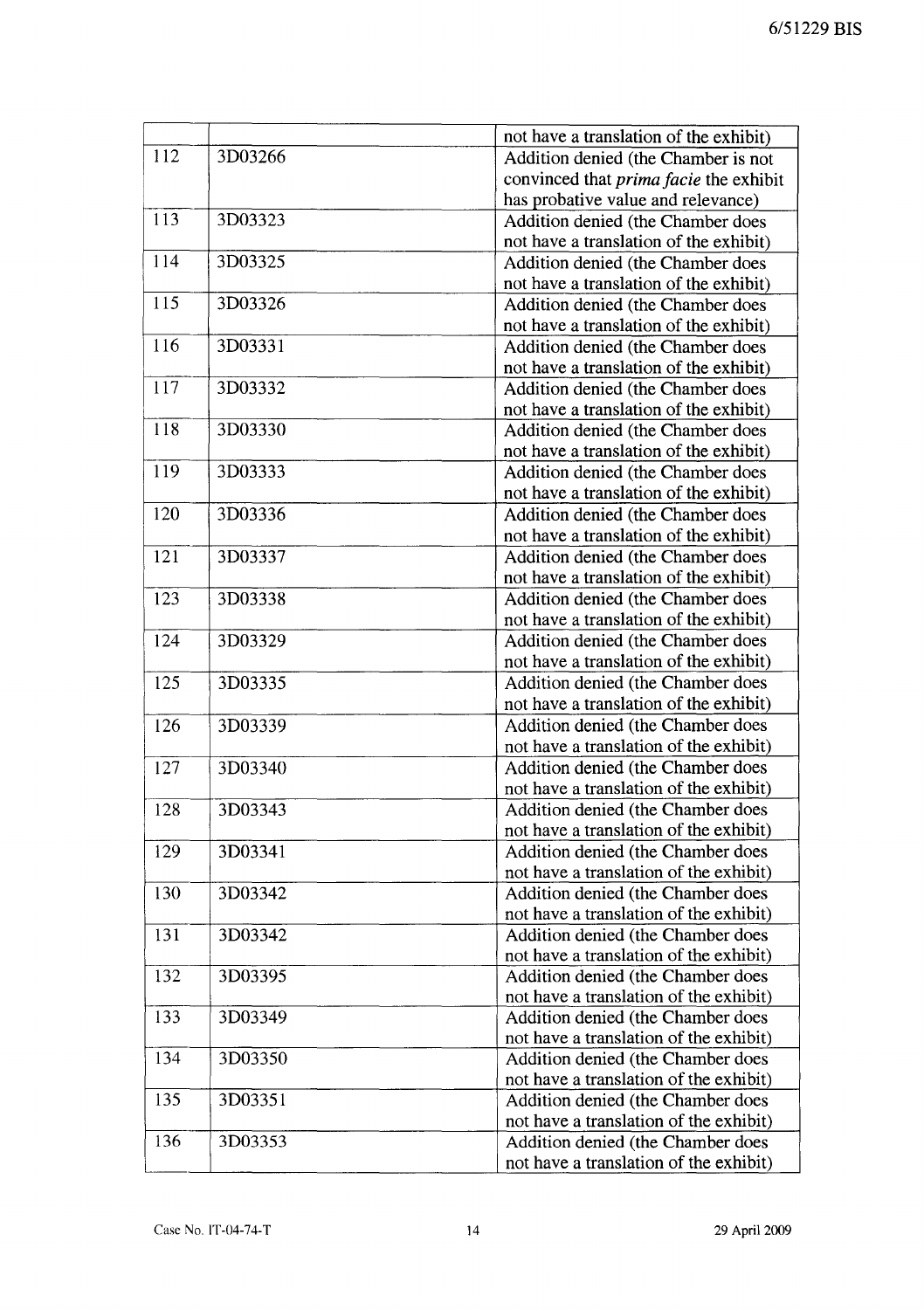|  |  | not have a translation of the exhibit) |
|---|---|---|
| 112 | 3D03266 | Addition denied (the Chamber is not convinced that *prima facie* the exhibit has probative value and relevance) |
| 113 | 3D03323 | Addition denied (the Chamber does not have a translation of the exhibit) |
| 114 | 3D03325 | Addition denied (the Chamber does not have a translation of the exhibit) |
| 115 | 3D03326 | Addition denied (the Chamber does not have a translation of the exhibit) |
| 116 | 3D03331 | Addition denied (the Chamber does not have a translation of the exhibit) |
| 117 | 3D03332 | Addition denied (the Chamber does not have a translation of the exhibit) |
| 118 | 3D03330 | Addition denied (the Chamber does not have a translation of the exhibit) |
| 119 | 3D03333 | Addition denied (the Chamber does not have a translation of the exhibit) |
| 120 | 3D03336 | Addition denied (the Chamber does not have a translation of the exhibit) |
| 121 | 3D03337 | Addition denied (the Chamber does not have a translation of the exhibit) |
| 123 | 3D03338 | Addition denied (the Chamber does not have a translation of the exhibit) |
| 124 | 3D03329 | Addition denied (the Chamber does not have a translation of the exhibit) |
| 125 | 3D03335 | Addition denied (the Chamber does not have a translation of the exhibit) |
| 126 | 3D03339 | Addition denied (the Chamber does not have a translation of the exhibit) |
| 127 | 3D03340 | Addition denied (the Chamber does not have a translation of the exhibit) |
| 128 | 3D03343 | Addition denied (the Chamber does not have a translation of the exhibit) |
| 129 | 3D03341 | Addition denied (the Chamber does not have a translation of the exhibit) |
| 130 | 3D03342 | Addition denied (the Chamber does not have a translation of the exhibit) |
| 131 | 3D03342 | Addition denied (the Chamber does not have a translation of the exhibit) |
| 132 | 3D03395 | Addition denied (the Chamber does not have a translation of the exhibit) |
| 133 | 3D03349 | Addition denied (the Chamber does not have a translation of the exhibit) |
| 134 | 3D03350 | Addition denied (the Chamber does not have a translation of the exhibit) |
| 135 | 3D03351 | Addition denied (the Chamber does not have a translation of the exhibit) |
| 136 | 3D03353 | Addition denied (the Chamber does not have a translation of the exhibit) |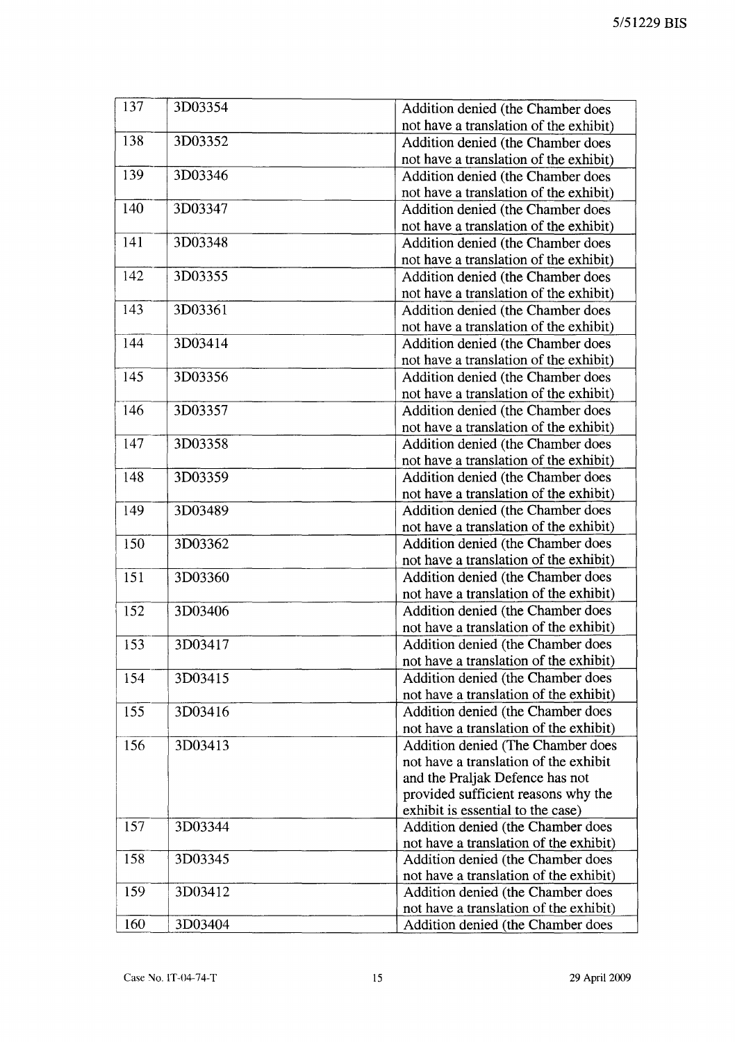| 137 | 3D03354 | Addition denied (the Chamber does not have a translation of the exhibit) |
|---|---|---|
| 138 | 3D03352 | Addition denied (the Chamber does not have a translation of the exhibit) |
| 139 | 3D03346 | Addition denied (the Chamber does not have a translation of the exhibit) |
| 140 | 3D03347 | Addition denied (the Chamber does not have a translation of the exhibit) |
| 141 | 3D03348 | Addition denied (the Chamber does not have a translation of the exhibit) |
| 142 | 3D03355 | Addition denied (the Chamber does not have a translation of the exhibit) |
| 143 | 3D03361 | Addition denied (the Chamber does not have a translation of the exhibit) |
| 144 | 3D03414 | Addition denied (the Chamber does not have a translation of the exhibit) |
| 145 | 3D03356 | Addition denied (the Chamber does not have a translation of the exhibit) |
| 146 | 3D03357 | Addition denied (the Chamber does not have a translation of the exhibit) |
| 147 | 3D03358 | Addition denied (the Chamber does not have a translation of the exhibit) |
| 148 | 3D03359 | Addition denied (the Chamber does not have a translation of the exhibit) |
| 149 | 3D03489 | Addition denied (the Chamber does not have a translation of the exhibit) |
| 150 | 3D03362 | Addition denied (the Chamber does not have a translation of the exhibit) |
| 151 | 3D03360 | Addition denied (the Chamber does not have a translation of the exhibit) |
| 152 | 3D03406 | Addition denied (the Chamber does not have a translation of the exhibit) |
| 153 | 3D03417 | Addition denied (the Chamber does not have a translation of the exhibit) |
| 154 | 3D03415 | Addition denied (the Chamber does not have a translation of the exhibit) |
| 155 | 3D03416 | Addition denied (the Chamber does not have a translation of the exhibit) |
| 156 | 3D03413 | Addition denied (The Chamber does not have a translation of the exhibit and the Praljak Defence has not provided sufficient reasons why the exhibit is essential to the case) |
| 157 | 3D03344 | Addition denied (the Chamber does not have a translation of the exhibit) |
| 158 | 3D03345 | Addition denied (the Chamber does not have a translation of the exhibit) |
| 159 | 3D03412 | Addition denied (the Chamber does not have a translation of the exhibit) |
| 160 | 3D03404 | Addition denied (the Chamber does |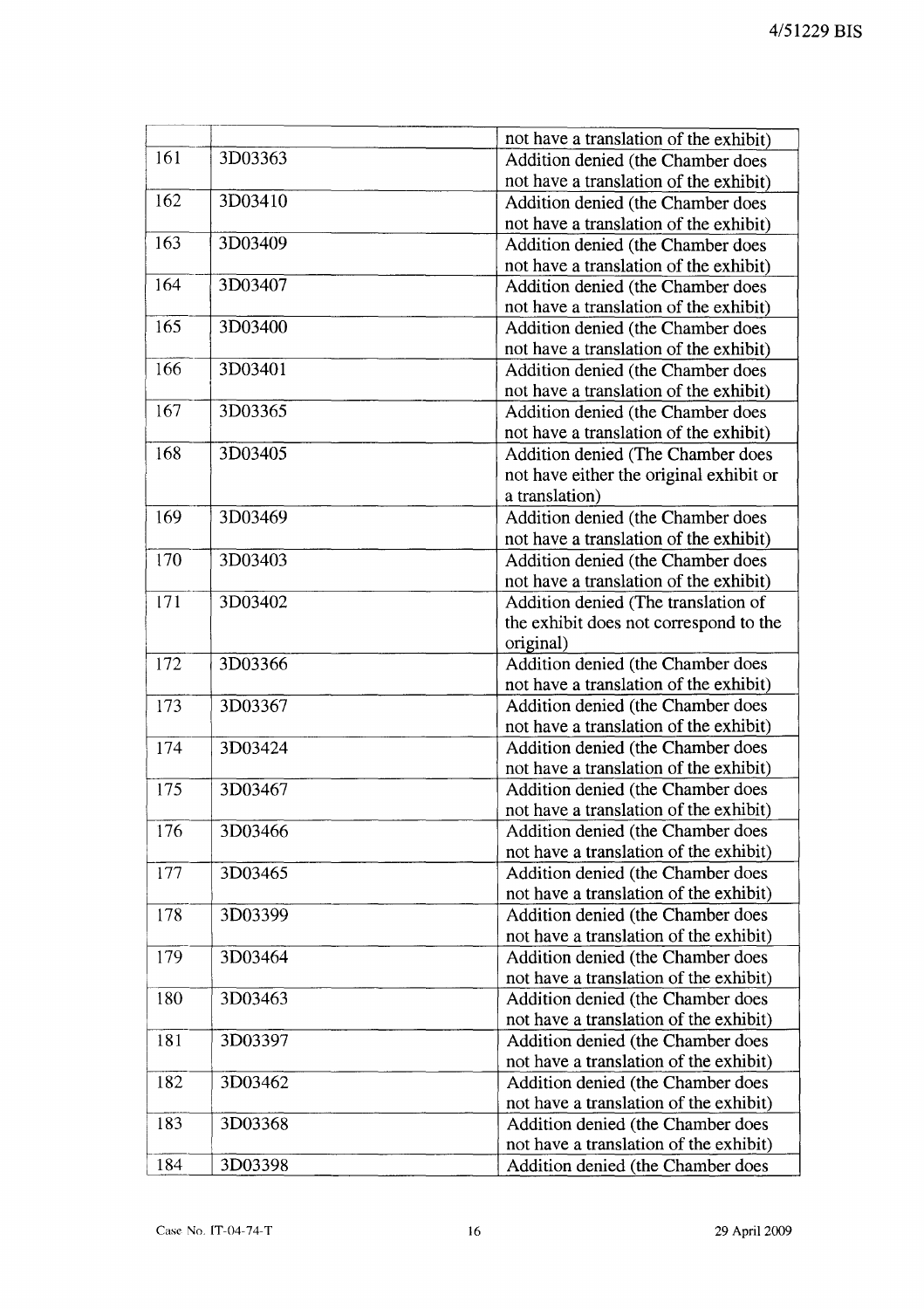| | | |
|---|---|---|
| | | not have a translation of the exhibit) |
| 161 | 3D03363 | Addition denied (the Chamber does not have a translation of the exhibit) |
| 162 | 3D03410 | Addition denied (the Chamber does not have a translation of the exhibit) |
| 163 | 3D03409 | Addition denied (the Chamber does not have a translation of the exhibit) |
| 164 | 3D03407 | Addition denied (the Chamber does not have a translation of the exhibit) |
| 165 | 3D03400 | Addition denied (the Chamber does not have a translation of the exhibit) |
| 166 | 3D03401 | Addition denied (the Chamber does not have a translation of the exhibit) |
| 167 | 3D03365 | Addition denied (the Chamber does not have a translation of the exhibit) |
| 168 | 3D03405 | Addition denied (The Chamber does not have either the original exhibit or a translation) |
| 169 | 3D03469 | Addition denied (the Chamber does not have a translation of the exhibit) |
| 170 | 3D03403 | Addition denied (the Chamber does not have a translation of the exhibit) |
| 171 | 3D03402 | Addition denied (The translation of the exhibit does not correspond to the original) |
| 172 | 3D03366 | Addition denied (the Chamber does not have a translation of the exhibit) |
| 173 | 3D03367 | Addition denied (the Chamber does not have a translation of the exhibit) |
| 174 | 3D03424 | Addition denied (the Chamber does not have a translation of the exhibit) |
| 175 | 3D03467 | Addition denied (the Chamber does not have a translation of the exhibit) |
| 176 | 3D03466 | Addition denied (the Chamber does not have a translation of the exhibit) |
| 177 | 3D03465 | Addition denied (the Chamber does not have a translation of the exhibit) |
| 178 | 3D03399 | Addition denied (the Chamber does not have a translation of the exhibit) |
| 179 | 3D03464 | Addition denied (the Chamber does not have a translation of the exhibit) |
| 180 | 3D03463 | Addition denied (the Chamber does not have a translation of the exhibit) |
| 181 | 3D03397 | Addition denied (the Chamber does not have a translation of the exhibit) |
| 182 | 3D03462 | Addition denied (the Chamber does not have a translation of the exhibit) |
| 183 | 3D03368 | Addition denied (the Chamber does not have a translation of the exhibit) |
| 184 | 3D03398 | Addition denied (the Chamber does |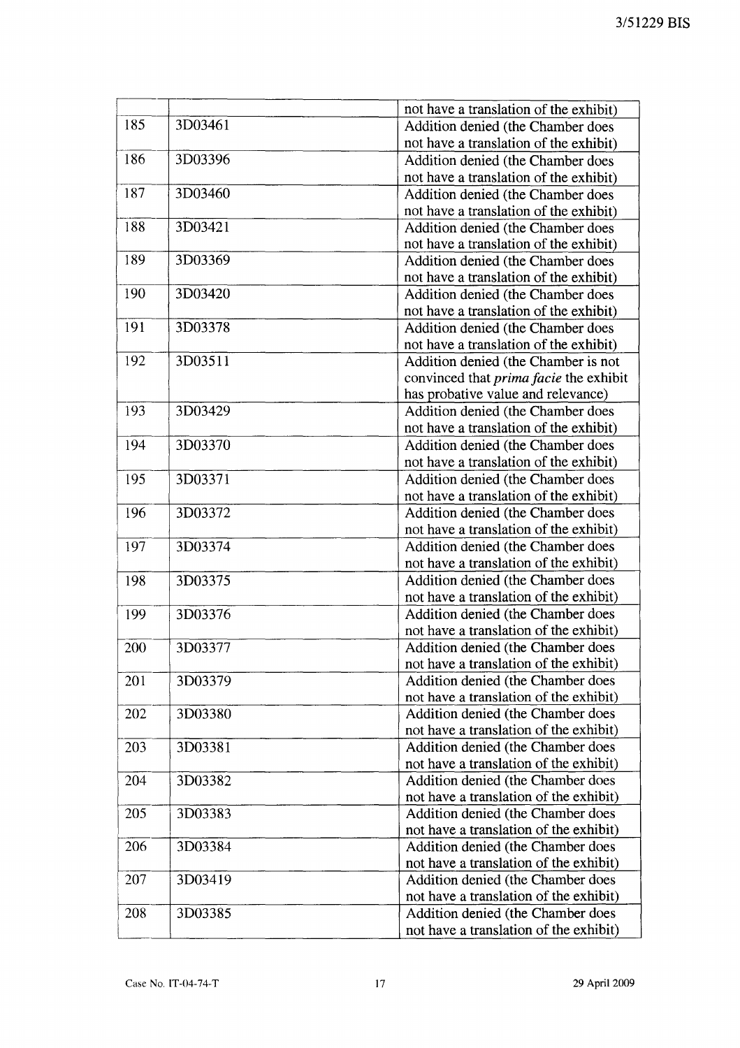| | | |
|---|---|---|
| | | not have a translation of the exhibit) |
| 185 | 3D03461 | Addition denied (the Chamber does not have a translation of the exhibit) |
| 186 | 3D03396 | Addition denied (the Chamber does not have a translation of the exhibit) |
| 187 | 3D03460 | Addition denied (the Chamber does not have a translation of the exhibit) |
| 188 | 3D03421 | Addition denied (the Chamber does not have a translation of the exhibit) |
| 189 | 3D03369 | Addition denied (the Chamber does not have a translation of the exhibit) |
| 190 | 3D03420 | Addition denied (the Chamber does not have a translation of the exhibit) |
| 191 | 3D03378 | Addition denied (the Chamber does not have a translation of the exhibit) |
| 192 | 3D03511 | Addition denied (the Chamber is not convinced that *prima facie* the exhibit has probative value and relevance) |
| 193 | 3D03429 | Addition denied (the Chamber does not have a translation of the exhibit) |
| 194 | 3D03370 | Addition denied (the Chamber does not have a translation of the exhibit) |
| 195 | 3D03371 | Addition denied (the Chamber does not have a translation of the exhibit) |
| 196 | 3D03372 | Addition denied (the Chamber does not have a translation of the exhibit) |
| 197 | 3D03374 | Addition denied (the Chamber does not have a translation of the exhibit) |
| 198 | 3D03375 | Addition denied (the Chamber does not have a translation of the exhibit) |
| 199 | 3D03376 | Addition denied (the Chamber does not have a translation of the exhibit) |
| 200 | 3D03377 | Addition denied (the Chamber does not have a translation of the exhibit) |
| 201 | 3D03379 | Addition denied (the Chamber does not have a translation of the exhibit) |
| 202 | 3D03380 | Addition denied (the Chamber does not have a translation of the exhibit) |
| 203 | 3D03381 | Addition denied (the Chamber does not have a translation of the exhibit) |
| 204 | 3D03382 | Addition denied (the Chamber does not have a translation of the exhibit) |
| 205 | 3D03383 | Addition denied (the Chamber does not have a translation of the exhibit) |
| 206 | 3D03384 | Addition denied (the Chamber does not have a translation of the exhibit) |
| 207 | 3D03419 | Addition denied (the Chamber does not have a translation of the exhibit) |
| 208 | 3D03385 | Addition denied (the Chamber does not have a translation of the exhibit) |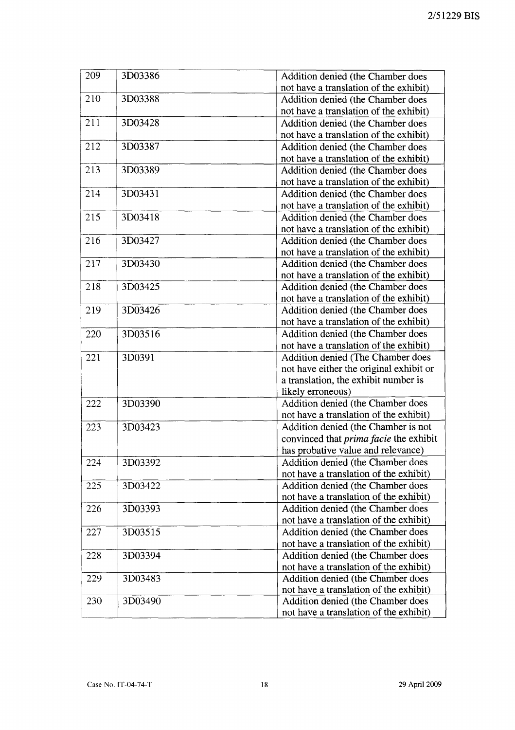| 209 | 3D03386 | Addition denied (the Chamber does not have a translation of the exhibit) |
|---|---|---|
| 210 | 3D03388 | Addition denied (the Chamber does not have a translation of the exhibit) |
| 211 | 3D03428 | Addition denied (the Chamber does not have a translation of the exhibit) |
| 212 | 3D03387 | Addition denied (the Chamber does not have a translation of the exhibit) |
| 213 | 3D03389 | Addition denied (the Chamber does not have a translation of the exhibit) |
| 214 | 3D03431 | Addition denied (the Chamber does not have a translation of the exhibit) |
| 215 | 3D03418 | Addition denied (the Chamber does not have a translation of the exhibit) |
| 216 | 3D03427 | Addition denied (the Chamber does not have a translation of the exhibit) |
| 217 | 3D03430 | Addition denied (the Chamber does not have a translation of the exhibit) |
| 218 | 3D03425 | Addition denied (the Chamber does not have a translation of the exhibit) |
| 219 | 3D03426 | Addition denied (the Chamber does not have a translation of the exhibit) |
| 220 | 3D03516 | Addition denied (the Chamber does not have a translation of the exhibit) |
| 221 | 3D0391 | Addition denied (The Chamber does not have either the original exhibit or a translation, the exhibit number is likely erroneous) |
| 222 | 3D03390 | Addition denied (the Chamber does not have a translation of the exhibit) |
| 223 | 3D03423 | Addition denied (the Chamber is not convinced that *prima facie* the exhibit has probative value and relevance) |
| 224 | 3D03392 | Addition denied (the Chamber does not have a translation of the exhibit) |
| 225 | 3D03422 | Addition denied (the Chamber does not have a translation of the exhibit) |
| 226 | 3D03393 | Addition denied (the Chamber does not have a translation of the exhibit) |
| 227 | 3D03515 | Addition denied (the Chamber does not have a translation of the exhibit) |
| 228 | 3D03394 | Addition denied (the Chamber does not have a translation of the exhibit) |
| 229 | 3D03483 | Addition denied (the Chamber does not have a translation of the exhibit) |
| 230 | 3D03490 | Addition denied (the Chamber does not have a translation of the exhibit) |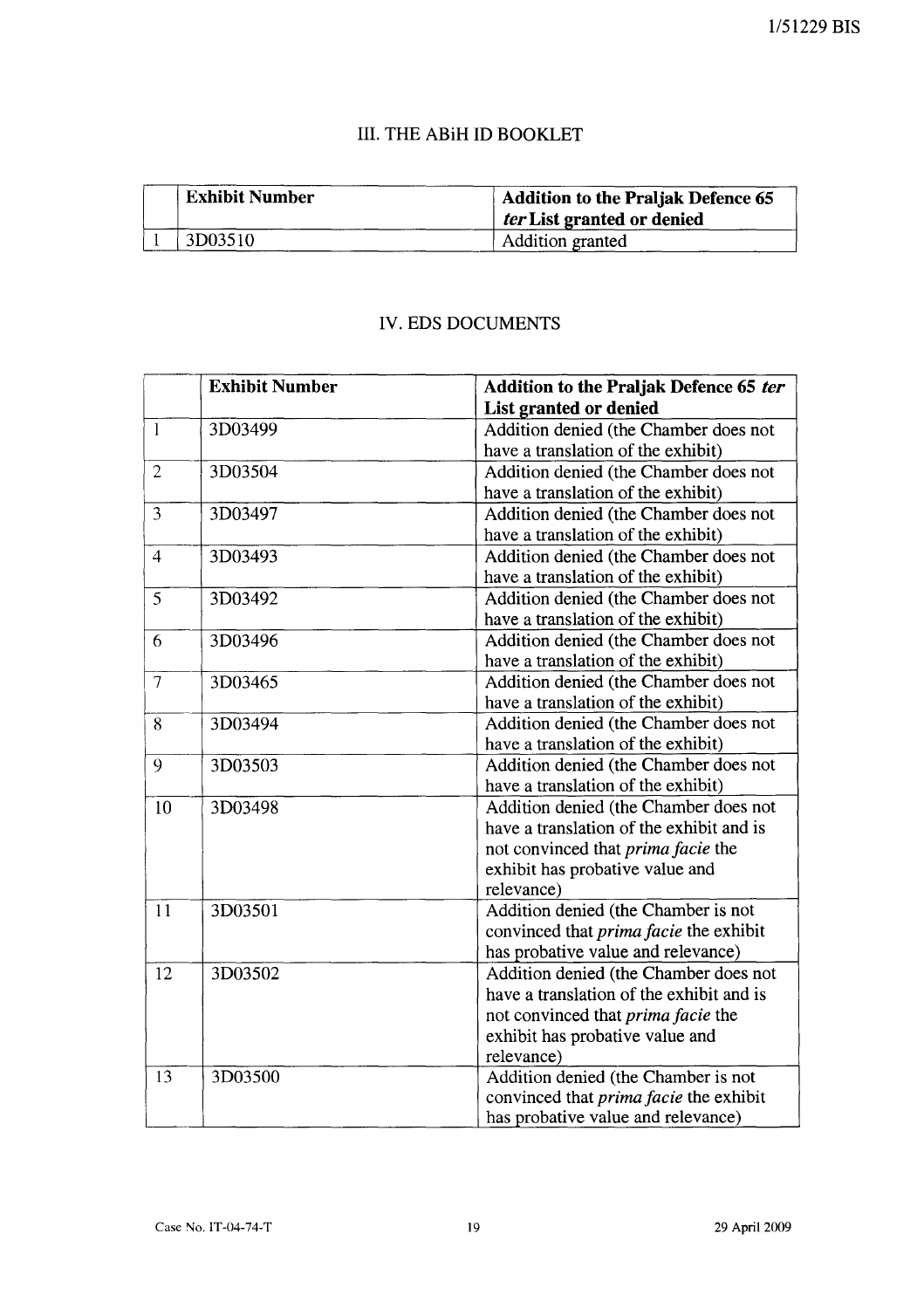## III. THE ABiH ID BOOKLET

| | Exhibit Number | Addition to the Praljak Defence 65 *ter* List granted or denied |
|---|---|---|
| 1 | 3D03510 | Addition granted |

## IV. EDS DOCUMENTS

| | Exhibit Number | Addition to the Praljak Defence 65 *ter* List granted or denied |
|---|---|---|
| 1 | 3D03499 | Addition denied (the Chamber does not have a translation of the exhibit) |
| 2 | 3D03504 | Addition denied (the Chamber does not have a translation of the exhibit) |
| 3 | 3D03497 | Addition denied (the Chamber does not have a translation of the exhibit) |
| 4 | 3D03493 | Addition denied (the Chamber does not have a translation of the exhibit) |
| 5 | 3D03492 | Addition denied (the Chamber does not have a translation of the exhibit) |
| 6 | 3D03496 | Addition denied (the Chamber does not have a translation of the exhibit) |
| 7 | 3D03465 | Addition denied (the Chamber does not have a translation of the exhibit) |
| 8 | 3D03494 | Addition denied (the Chamber does not have a translation of the exhibit) |
| 9 | 3D03503 | Addition denied (the Chamber does not have a translation of the exhibit) |
| 10 | 3D03498 | Addition denied (the Chamber does not have a translation of the exhibit and is not convinced that *prima facie* the exhibit has probative value and relevance) |
| 11 | 3D03501 | Addition denied (the Chamber is not convinced that *prima facie* the exhibit has probative value and relevance) |
| 12 | 3D03502 | Addition denied (the Chamber does not have a translation of the exhibit and is not convinced that *prima facie* the exhibit has probative value and relevance) |
| 13 | 3D03500 | Addition denied (the Chamber is not convinced that *prima facie* the exhibit has probative value and relevance) |